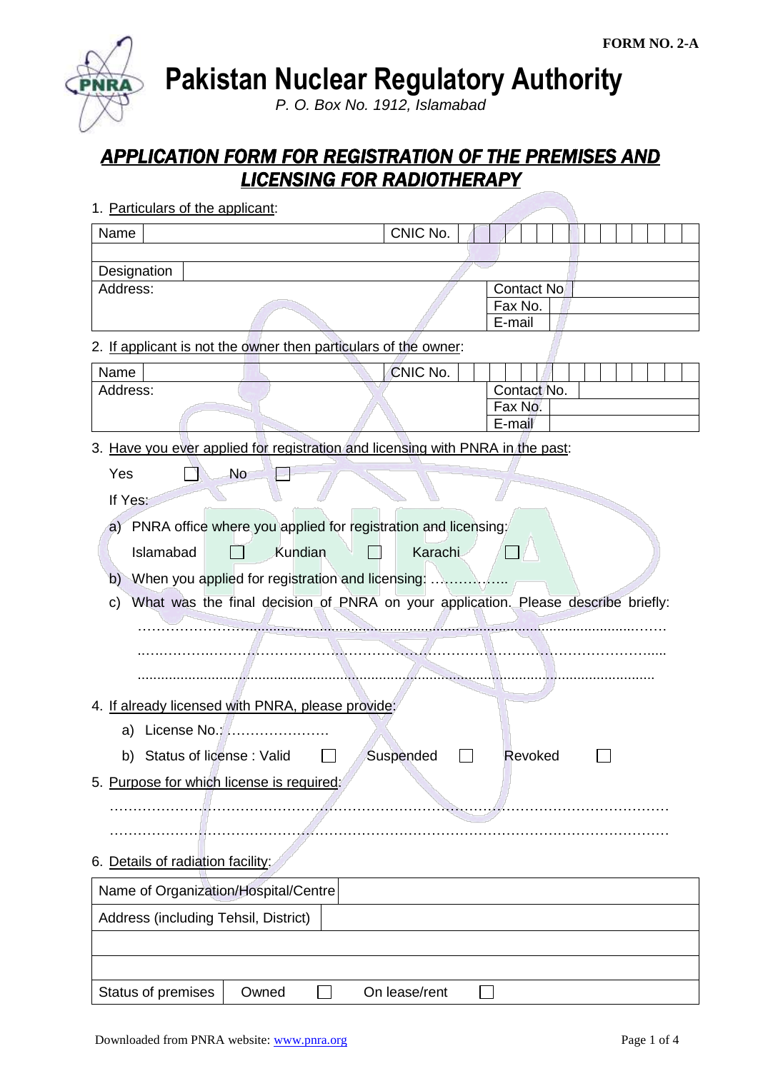FORM NO. 2-A

# Pakistan Nuclear Regulatory Authority

*P. O. Box No. 1912, Islamabad*

## *APPLICATION FORM FOR REGISTRATION OF THE PREMISES AND LICENSING FOR RADIOTHERAPY*

1. Particulars of the applicant:

| | | | |
|---|---|---|---|
| Name | | CNIC No. | |
| | | | |
| Designation | | | |
| Address: | | Contact No | |
| | | Fax No. | |
| | | E-mail | |

2. If applicant is not the owner then particulars of the owner:

| | | | |
|---|---|---|---|
| Name | | CNIC No. | |
| Address: | | Contact No. | |
| | | Fax No. | |
| | | E-mail | |

3. Have you ever applied for registration and licensing with PNRA in the past:

   Yes ☐ No ☐

   If Yes:

   a) PNRA office where you applied for registration and licensing:

      Islamabad ☐ Kundian ☐ Karachi ☐

   b) When you applied for registration and licensing: ……………..

   c) What was the final decision of PNRA on your application. Please describe briefly:

      ……………………………………………………………………………………………………

      ……………………………………………………………………………………………………

      ……………………………………………………………………………………………………

4. If already licensed with PNRA, please provide:

   a) License No.: ………………….

   b) Status of license : Valid ☐ Suspended ☐ Revoked ☐

5. Purpose for which license is required:

   ……………………………………………………………………………………………………

   ……………………………………………………………………………………………………

6. Details of radiation facility:

| | | | |
|---|---|---|---|
| Name of Organization/Hospital/Centre | | | |
| Address (including Tehsil, District) | | | |
| | | | |
| | | | |
| Status of premises | Owned ☐ | On lease/rent ☐ | |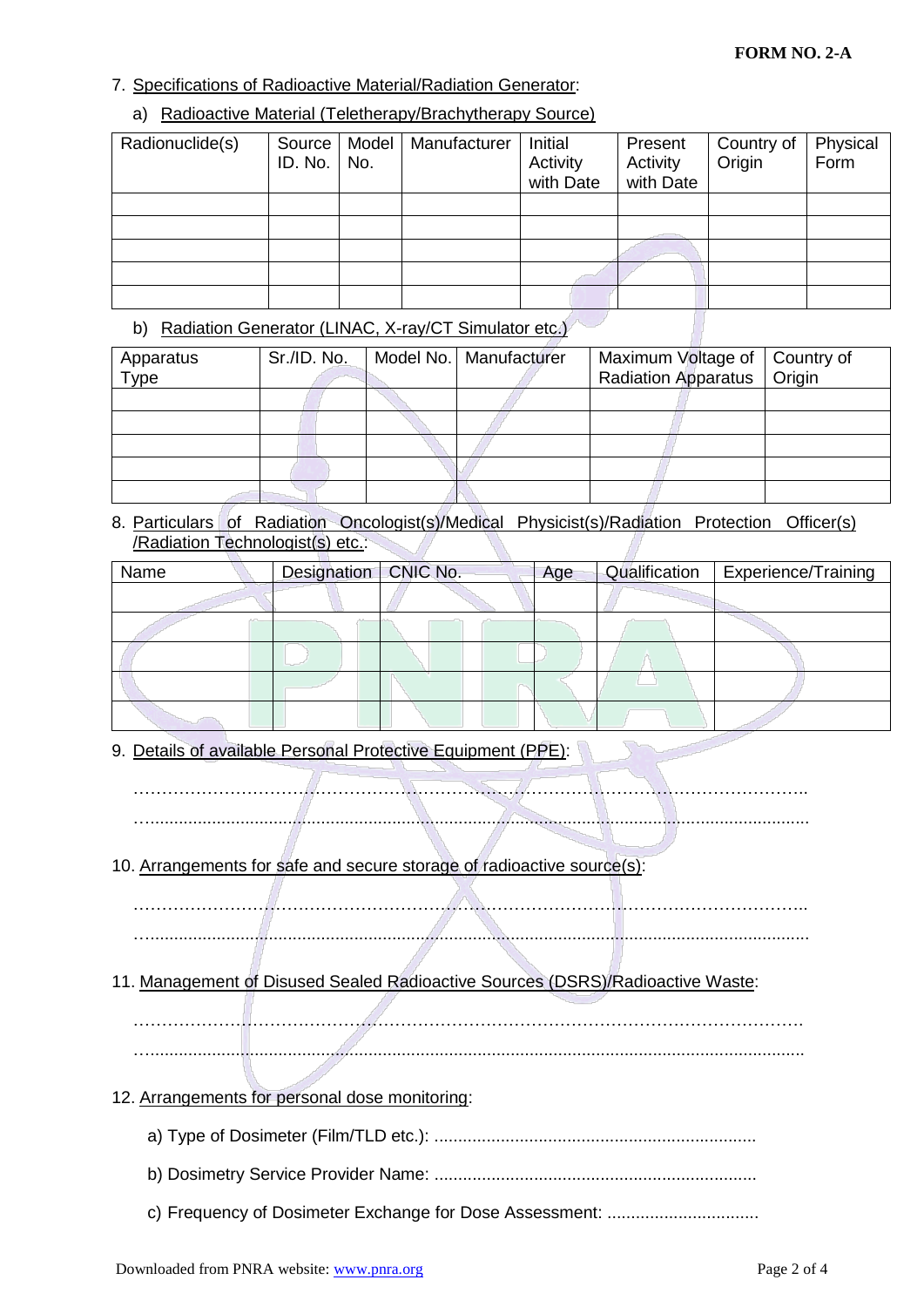FORM NO. 2-A

7. Specifications of Radioactive Material/Radiation Generator:

   a) Radioactive Material (Teletherapy/Brachytherapy Source)

| Radionuclide(s) | Source ID. No. | Model No. | Manufacturer | Initial Activity with Date | Present Activity with Date | Country of Origin | Physical Form |
|---|---|---|---|---|---|---|---|
| | | | | | | | |
| | | | | | | | |
| | | | | | | | |
| | | | | | | | |
| | | | | | | | |

   b) Radiation Generator (LINAC, X-ray/CT Simulator etc.)

| Apparatus Type | Sr./ID. No. | Model No. | Manufacturer | Maximum Voltage of Radiation Apparatus | Country of Origin |
|---|---|---|---|---|---|
| | | | | | |
| | | | | | |
| | | | | | |
| | | | | | |
| | | | | | |

8. Particulars of Radiation Oncologist(s)/Medical Physicist(s)/Radiation Protection Officer(s) /Radiation Technologist(s) etc.:

| Name | Designation | CNIC No. | Age | Qualification | Experience/Training |
|---|---|---|---|---|---|
| | | | | | |
| | | | | | |
| | | | | | |
| | | | | | |
| | | | | | |

9. Details of available Personal Protective Equipment (PPE):

   ………………………………………………………………………………………………………..

   …..........................................................................................................................................

10. Arrangements for safe and secure storage of radioactive source(s):

   ………………………………………………………………………………………………………..

   …..........................................................................................................................................

11. Management of Disused Sealed Radioactive Sources (DSRS)/Radioactive Waste:

   ……………………………………………………………………………………………………….

   …........................................................................................................................................

12. Arrangements for personal dose monitoring:

   a) Type of Dosimeter (Film/TLD etc.): ...................................................................

   b) Dosimetry Service Provider Name: ...................................................................

   c) Frequency of Dosimeter Exchange for Dose Assessment: ................................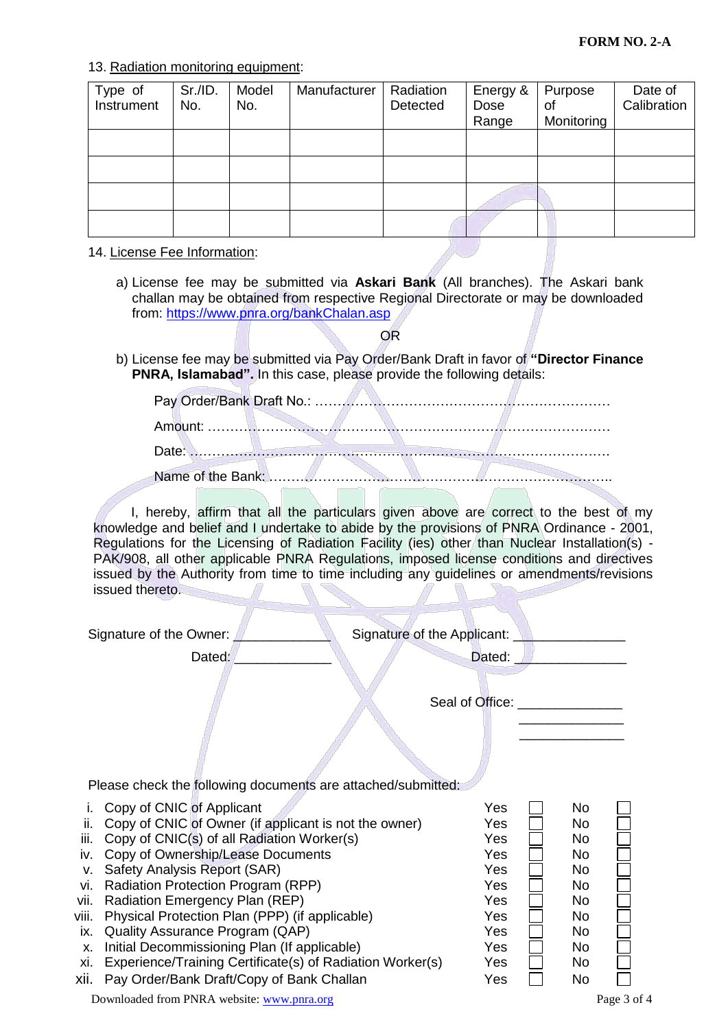**FORM NO. 2-A**

13. Radiation monitoring equipment:

| Type of Instrument | Sr./ID. No. | Model No. | Manufacturer | Radiation Detected | Energy & Dose Range | Purpose of Monitoring | Date of Calibration |
|---|---|---|---|---|---|---|---|
| | | | | | | | |
| | | | | | | | |
| | | | | | | | |
| | | | | | | | |

14. License Fee Information:

a) License fee may be submitted via **Askari Bank** (All branches). The Askari bank challan may be obtained from respective Regional Directorate or may be downloaded from: https://www.pnra.org/bankChalan.asp

OR

b) License fee may be submitted via Pay Order/Bank Draft in favor of **"Director Finance PNRA, Islamabad".** In this case, please provide the following details:

Pay Order/Bank Draft No.: …………………………………………………………

Amount: ……………………………………………………………………………

Date: ………………………………………………………………………………

Name of the Bank: ………………………………………………………………..

I, hereby, affirm that all the particulars given above are correct to the best of my knowledge and belief and I undertake to abide by the provisions of PNRA Ordinance - 2001, Regulations for the Licensing of Radiation Facility (ies) other than Nuclear Installation(s) - PAK/908, all other applicable PNRA Regulations, imposed license conditions and directives issued by the Authority from time to time including any guidelines or amendments/revisions issued thereto.

Signature of the Owner: ____________ Signature of the Applicant: ______________

Dated: ____________ Dated: ______________

Seal of Office: _____________
_____________
_____________

Please check the following documents are attached/submitted:

| | | | |
|---|---|---|---|
| i. | Copy of CNIC of Applicant | Yes ☐ | No ☐ |
| ii. | Copy of CNIC of Owner (if applicant is not the owner) | Yes ☐ | No ☐ |
| iii. | Copy of CNIC(s) of all Radiation Worker(s) | Yes ☐ | No ☐ |
| iv. | Copy of Ownership/Lease Documents | Yes ☐ | No ☐ |
| v. | Safety Analysis Report (SAR) | Yes ☐ | No ☐ |
| vi. | Radiation Protection Program (RPP) | Yes ☐ | No ☐ |
| vii. | Radiation Emergency Plan (REP) | Yes ☐ | No ☐ |
| viii. | Physical Protection Plan (PPP) (if applicable) | Yes ☐ | No ☐ |
| ix. | Quality Assurance Program (QAP) | Yes ☐ | No ☐ |
| x. | Initial Decommissioning Plan (If applicable) | Yes ☐ | No ☐ |
| xi. | Experience/Training Certificate(s) of Radiation Worker(s) | Yes ☐ | No ☐ |
| xii. | Pay Order/Bank Draft/Copy of Bank Challan | Yes ☐ | No ☐ |

Downloaded from PNRA website: www.pnra.org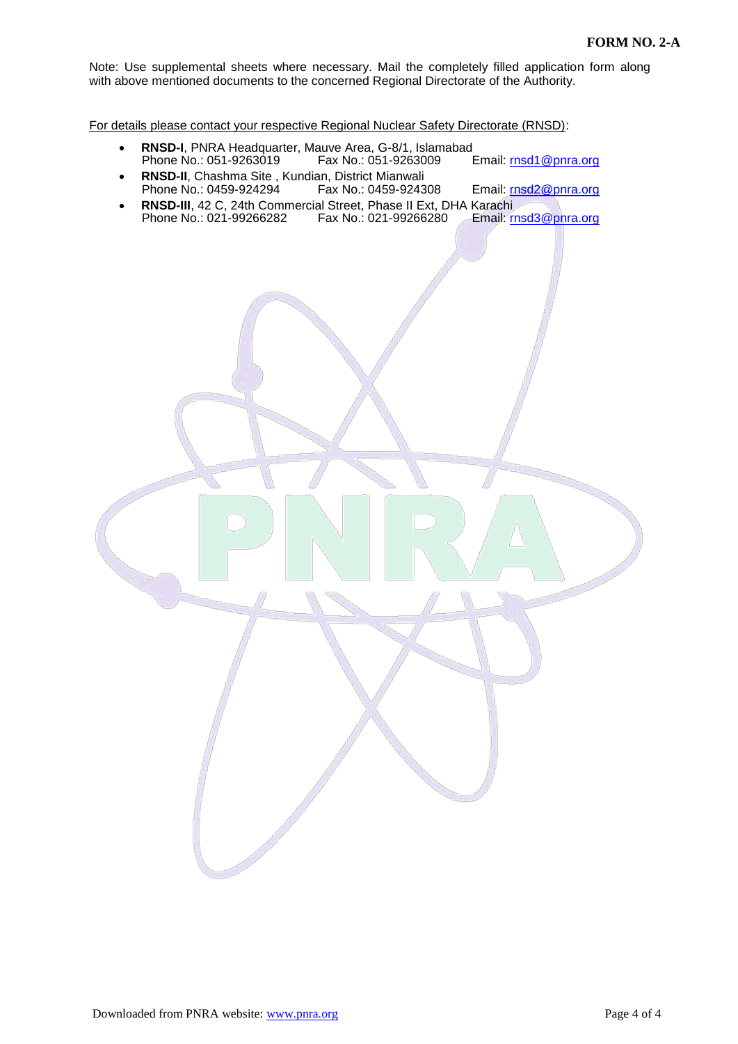Note: Use supplemental sheets where necessary. Mail the completely filled application form along with above mentioned documents to the concerned Regional Directorate of the Authority.

For details please contact your respective Regional Nuclear Safety Directorate (RNSD):

- **RNSD-I**, PNRA Headquarter, Mauve Area, G-8/1, Islamabad
  Phone No.: 051-9263019  Fax No.: 051-9263009  Email: rnsd1@pnra.org
- **RNSD-II**, Chashma Site , Kundian, District Mianwali
  Phone No.: 0459-924294  Fax No.: 0459-924308  Email: rnsd2@pnra.org
- **RNSD-III**, 42 C, 24th Commercial Street, Phase II Ext, DHA Karachi
  Phone No.: 021-99266282  Fax No.: 021-99266280  Email: rnsd3@pnra.org